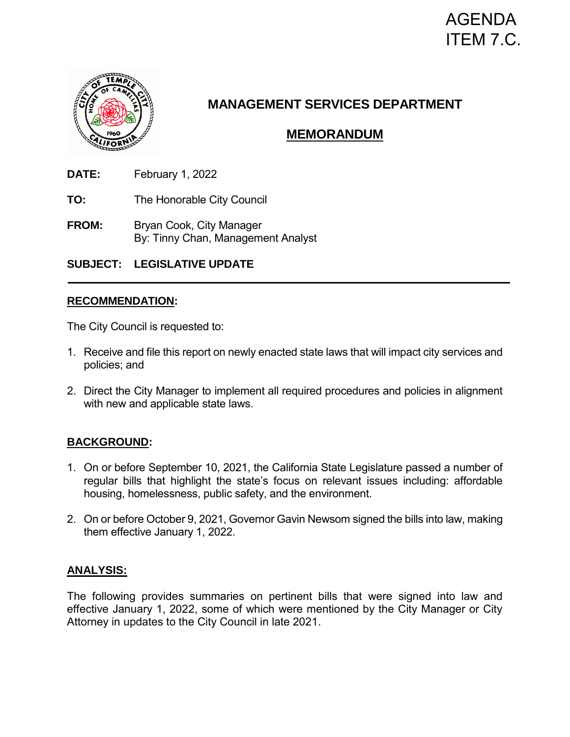AGENDA
ITEM 7.C.

## MANAGEMENT SERVICES DEPARTMENT

## MEMORANDUM

**DATE:** February 1, 2022

**TO:** The Honorable City Council

**FROM:** Bryan Cook, City Manager
By: Tinny Chan, Management Analyst

**SUBJECT: LEGISLATIVE UPDATE**

---

### RECOMMENDATION:

The City Council is requested to:

1. Receive and file this report on newly enacted state laws that will impact city services and policies; and
2. Direct the City Manager to implement all required procedures and policies in alignment with new and applicable state laws.

### BACKGROUND:

1. On or before September 10, 2021, the California State Legislature passed a number of regular bills that highlight the state's focus on relevant issues including: affordable housing, homelessness, public safety, and the environment.
2. On or before October 9, 2021, Governor Gavin Newsom signed the bills into law, making them effective January 1, 2022.

### ANALYSIS:

The following provides summaries on pertinent bills that were signed into law and effective January 1, 2022, some of which were mentioned by the City Manager or City Attorney in updates to the City Council in late 2021.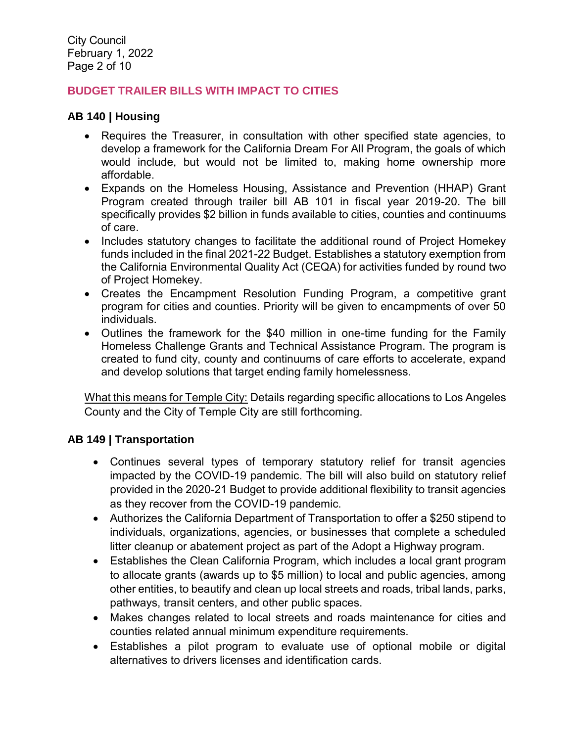## BUDGET TRAILER BILLS WITH IMPACT TO CITIES

### AB 140 | Housing

- Requires the Treasurer, in consultation with other specified state agencies, to develop a framework for the California Dream For All Program, the goals of which would include, but would not be limited to, making home ownership more affordable.
- Expands on the Homeless Housing, Assistance and Prevention (HHAP) Grant Program created through trailer bill AB 101 in fiscal year 2019-20. The bill specifically provides $2 billion in funds available to cities, counties and continuums of care.
- Includes statutory changes to facilitate the additional round of Project Homekey funds included in the final 2021-22 Budget. Establishes a statutory exemption from the California Environmental Quality Act (CEQA) for activities funded by round two of Project Homekey.
- Creates the Encampment Resolution Funding Program, a competitive grant program for cities and counties. Priority will be given to encampments of over 50 individuals.
- Outlines the framework for the $40 million in one-time funding for the Family Homeless Challenge Grants and Technical Assistance Program. The program is created to fund city, county and continuums of care efforts to accelerate, expand and develop solutions that target ending family homelessness.

<u>What this means for Temple City:</u> Details regarding specific allocations to Los Angeles County and the City of Temple City are still forthcoming.

### AB 149 | Transportation

- Continues several types of temporary statutory relief for transit agencies impacted by the COVID-19 pandemic. The bill will also build on statutory relief provided in the 2020-21 Budget to provide additional flexibility to transit agencies as they recover from the COVID-19 pandemic.
- Authorizes the California Department of Transportation to offer a $250 stipend to individuals, organizations, agencies, or businesses that complete a scheduled litter cleanup or abatement project as part of the Adopt a Highway program.
- Establishes the Clean California Program, which includes a local grant program to allocate grants (awards up to $5 million) to local and public agencies, among other entities, to beautify and clean up local streets and roads, tribal lands, parks, pathways, transit centers, and other public spaces.
- Makes changes related to local streets and roads maintenance for cities and counties related annual minimum expenditure requirements.
- Establishes a pilot program to evaluate use of optional mobile or digital alternatives to drivers licenses and identification cards.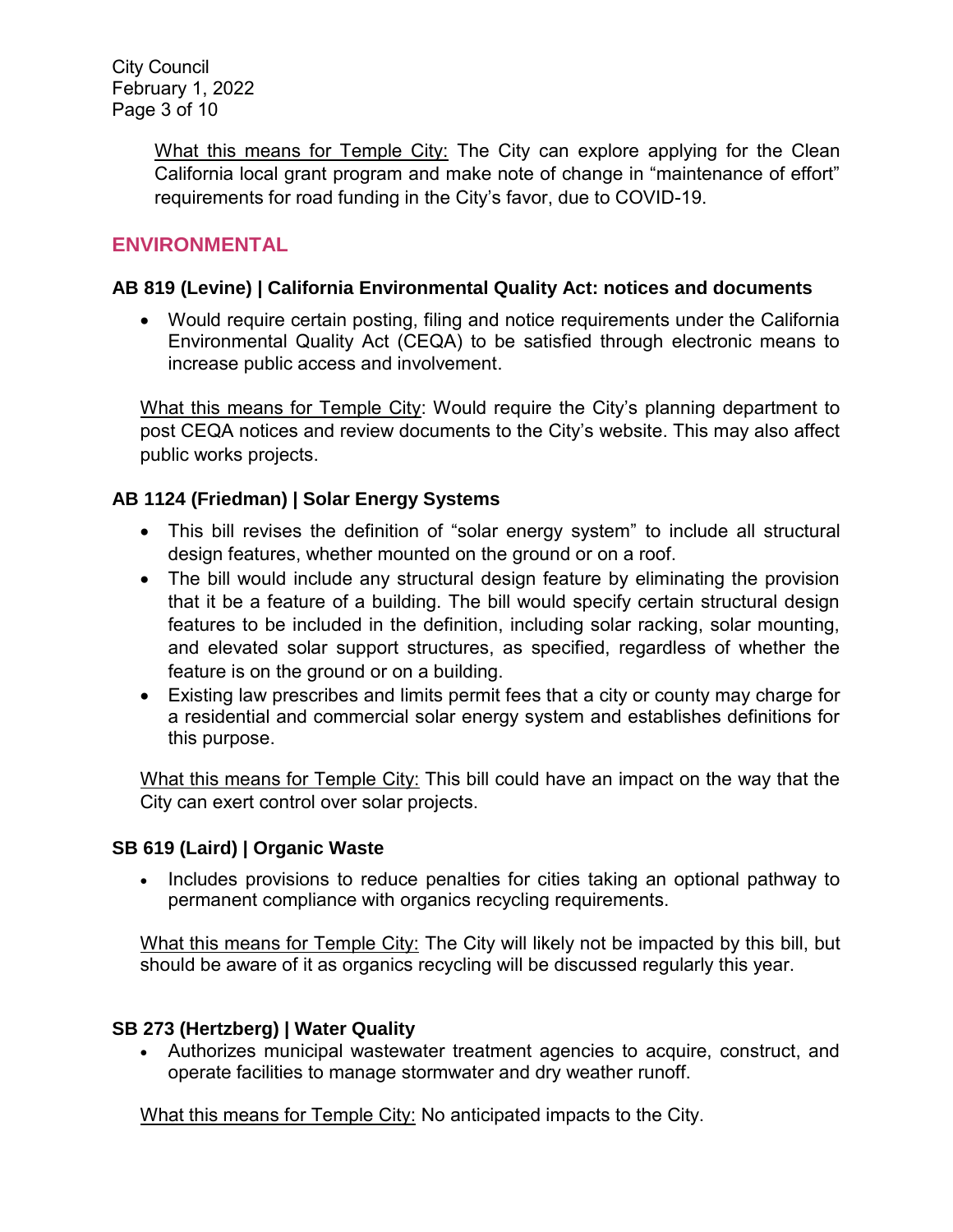What this means for Temple City: The City can explore applying for the Clean California local grant program and make note of change in "maintenance of effort" requirements for road funding in the City's favor, due to COVID-19.

## ENVIRONMENTAL

### AB 819 (Levine) | California Environmental Quality Act: notices and documents

- Would require certain posting, filing and notice requirements under the California Environmental Quality Act (CEQA) to be satisfied through electronic means to increase public access and involvement.

What this means for Temple City: Would require the City's planning department to post CEQA notices and review documents to the City's website. This may also affect public works projects.

### AB 1124 (Friedman) | Solar Energy Systems

- This bill revises the definition of "solar energy system" to include all structural design features, whether mounted on the ground or on a roof.
- The bill would include any structural design feature by eliminating the provision that it be a feature of a building. The bill would specify certain structural design features to be included in the definition, including solar racking, solar mounting, and elevated solar support structures, as specified, regardless of whether the feature is on the ground or on a building.
- Existing law prescribes and limits permit fees that a city or county may charge for a residential and commercial solar energy system and establishes definitions for this purpose.

What this means for Temple City: This bill could have an impact on the way that the City can exert control over solar projects.

### SB 619 (Laird) | Organic Waste

- Includes provisions to reduce penalties for cities taking an optional pathway to permanent compliance with organics recycling requirements.

What this means for Temple City: The City will likely not be impacted by this bill, but should be aware of it as organics recycling will be discussed regularly this year.

### SB 273 (Hertzberg) | Water Quality

- Authorizes municipal wastewater treatment agencies to acquire, construct, and operate facilities to manage stormwater and dry weather runoff.

What this means for Temple City: No anticipated impacts to the City.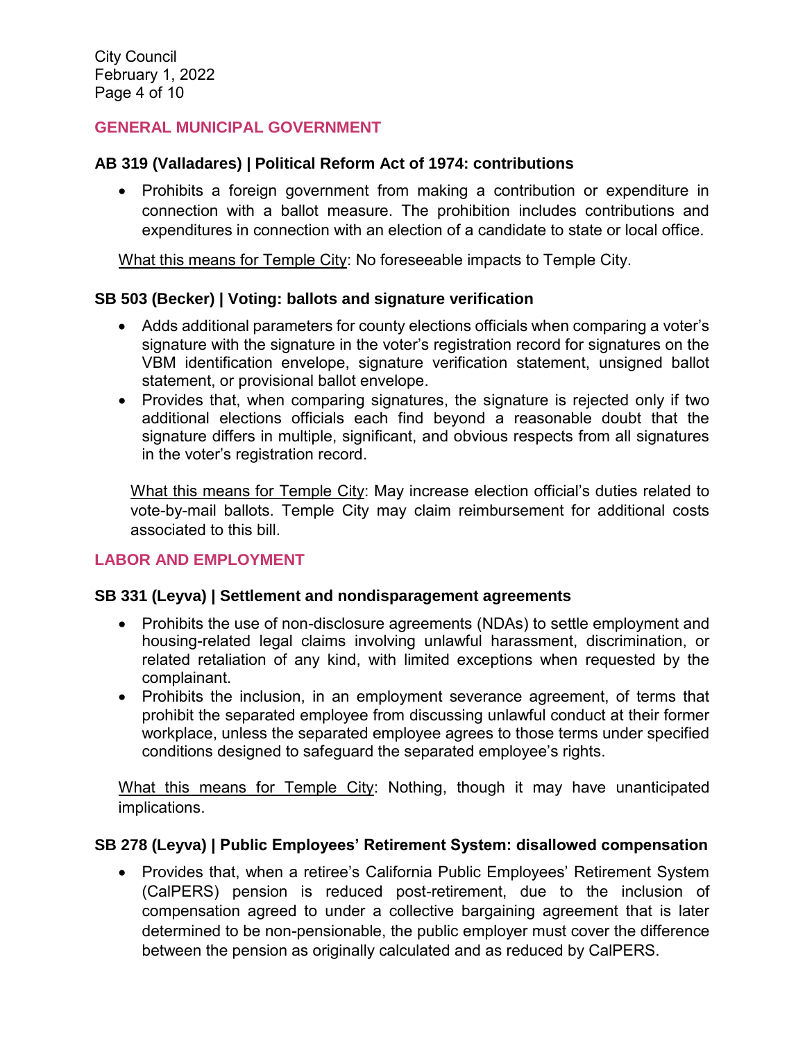## GENERAL MUNICIPAL GOVERNMENT

### AB 319 (Valladares) | Political Reform Act of 1974: contributions

- Prohibits a foreign government from making a contribution or expenditure in connection with a ballot measure. The prohibition includes contributions and expenditures in connection with an election of a candidate to state or local office.

What this means for Temple City: No foreseeable impacts to Temple City.

### SB 503 (Becker) | Voting: ballots and signature verification

- Adds additional parameters for county elections officials when comparing a voter's signature with the signature in the voter's registration record for signatures on the VBM identification envelope, signature verification statement, unsigned ballot statement, or provisional ballot envelope.
- Provides that, when comparing signatures, the signature is rejected only if two additional elections officials each find beyond a reasonable doubt that the signature differs in multiple, significant, and obvious respects from all signatures in the voter's registration record.

What this means for Temple City: May increase election official's duties related to vote-by-mail ballots. Temple City may claim reimbursement for additional costs associated to this bill.

## LABOR AND EMPLOYMENT

### SB 331 (Leyva) | Settlement and nondisparagement agreements

- Prohibits the use of non-disclosure agreements (NDAs) to settle employment and housing-related legal claims involving unlawful harassment, discrimination, or related retaliation of any kind, with limited exceptions when requested by the complainant.
- Prohibits the inclusion, in an employment severance agreement, of terms that prohibit the separated employee from discussing unlawful conduct at their former workplace, unless the separated employee agrees to those terms under specified conditions designed to safeguard the separated employee's rights.

What this means for Temple City: Nothing, though it may have unanticipated implications.

### SB 278 (Leyva) | Public Employees' Retirement System: disallowed compensation

- Provides that, when a retiree's California Public Employees' Retirement System (CalPERS) pension is reduced post-retirement, due to the inclusion of compensation agreed to under a collective bargaining agreement that is later determined to be non-pensionable, the public employer must cover the difference between the pension as originally calculated and as reduced by CalPERS.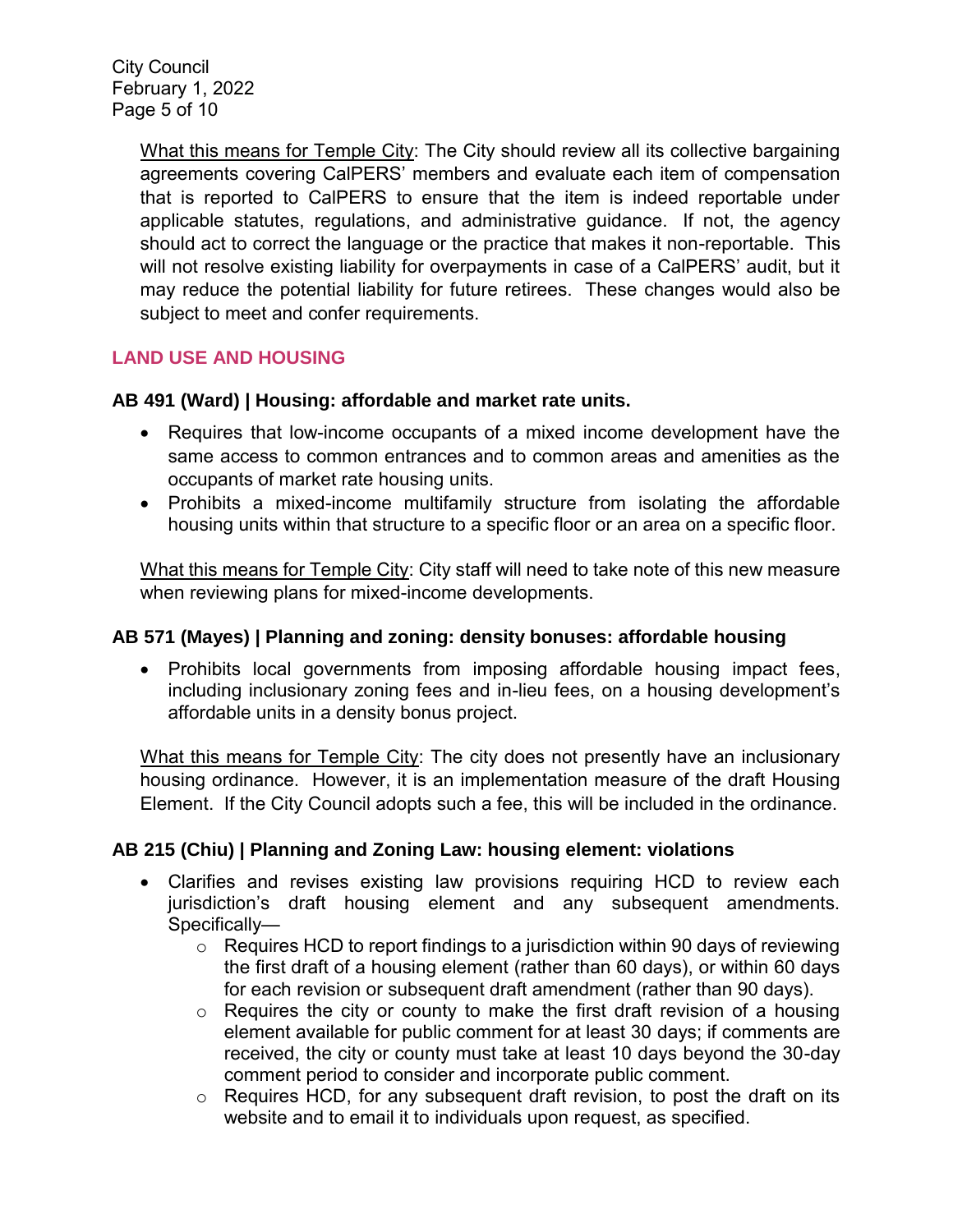What this means for Temple City: The City should review all its collective bargaining agreements covering CalPERS' members and evaluate each item of compensation that is reported to CalPERS to ensure that the item is indeed reportable under applicable statutes, regulations, and administrative guidance. If not, the agency should act to correct the language or the practice that makes it non-reportable. This will not resolve existing liability for overpayments in case of a CalPERS' audit, but it may reduce the potential liability for future retirees. These changes would also be subject to meet and confer requirements.

## LAND USE AND HOUSING

### AB 491 (Ward) | Housing: affordable and market rate units.

- Requires that low-income occupants of a mixed income development have the same access to common entrances and to common areas and amenities as the occupants of market rate housing units.
- Prohibits a mixed-income multifamily structure from isolating the affordable housing units within that structure to a specific floor or an area on a specific floor.

What this means for Temple City: City staff will need to take note of this new measure when reviewing plans for mixed-income developments.

### AB 571 (Mayes) | Planning and zoning: density bonuses: affordable housing

- Prohibits local governments from imposing affordable housing impact fees, including inclusionary zoning fees and in-lieu fees, on a housing development's affordable units in a density bonus project.

What this means for Temple City: The city does not presently have an inclusionary housing ordinance. However, it is an implementation measure of the draft Housing Element. If the City Council adopts such a fee, this will be included in the ordinance.

### AB 215 (Chiu) | Planning and Zoning Law: housing element: violations

- Clarifies and revises existing law provisions requiring HCD to review each jurisdiction's draft housing element and any subsequent amendments. Specifically—
  - Requires HCD to report findings to a jurisdiction within 90 days of reviewing the first draft of a housing element (rather than 60 days), or within 60 days for each revision or subsequent draft amendment (rather than 90 days).
  - Requires the city or county to make the first draft revision of a housing element available for public comment for at least 30 days; if comments are received, the city or county must take at least 10 days beyond the 30-day comment period to consider and incorporate public comment.
  - Requires HCD, for any subsequent draft revision, to post the draft on its website and to email it to individuals upon request, as specified.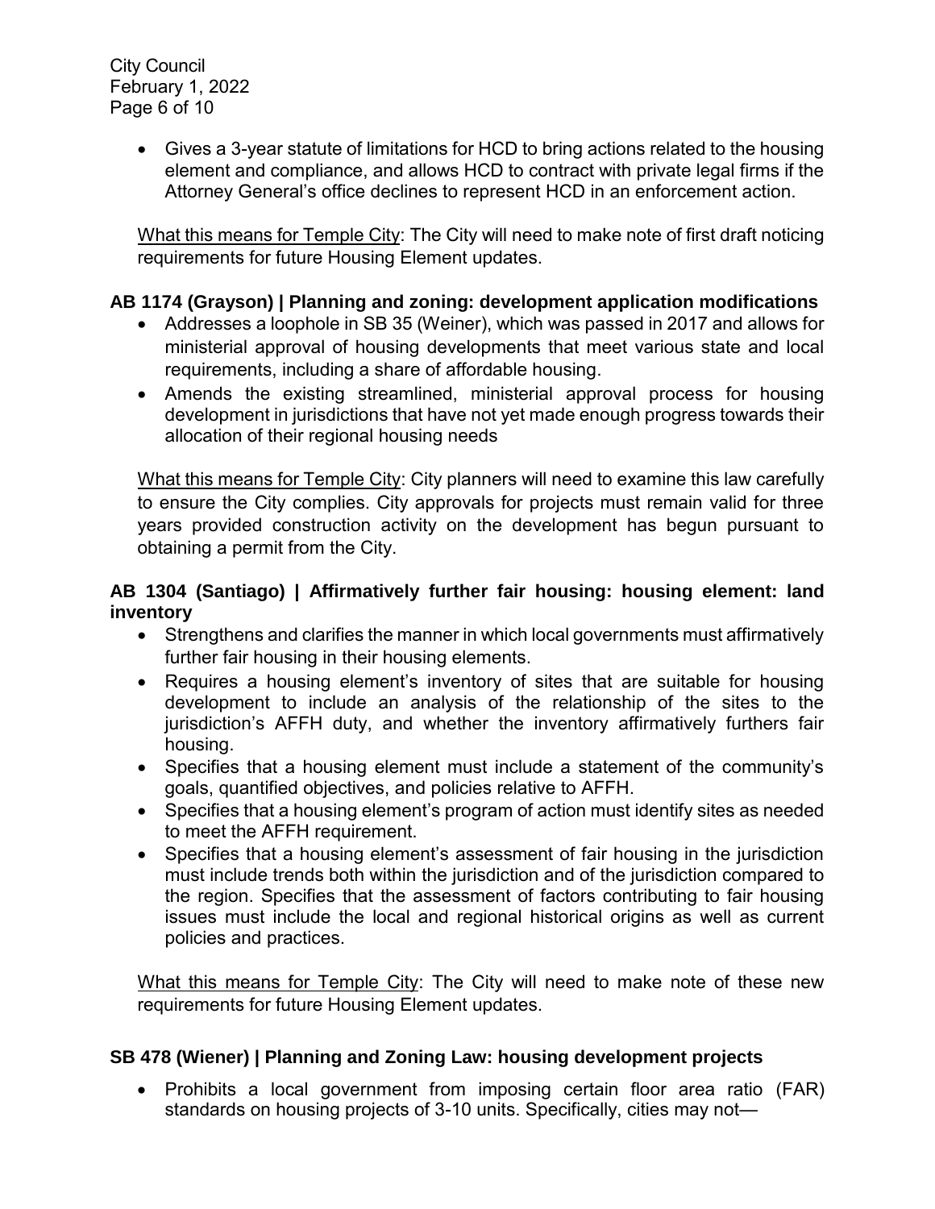- Gives a 3-year statute of limitations for HCD to bring actions related to the housing element and compliance, and allows HCD to contract with private legal firms if the Attorney General's office declines to represent HCD in an enforcement action.

What this means for Temple City: The City will need to make note of first draft noticing requirements for future Housing Element updates.

**AB 1174 (Grayson) | Planning and zoning: development application modifications**

- Addresses a loophole in SB 35 (Weiner), which was passed in 2017 and allows for ministerial approval of housing developments that meet various state and local requirements, including a share of affordable housing.
- Amends the existing streamlined, ministerial approval process for housing development in jurisdictions that have not yet made enough progress towards their allocation of their regional housing needs

What this means for Temple City: City planners will need to examine this law carefully to ensure the City complies. City approvals for projects must remain valid for three years provided construction activity on the development has begun pursuant to obtaining a permit from the City.

**AB 1304 (Santiago) | Affirmatively further fair housing: housing element: land inventory**

- Strengthens and clarifies the manner in which local governments must affirmatively further fair housing in their housing elements.
- Requires a housing element's inventory of sites that are suitable for housing development to include an analysis of the relationship of the sites to the jurisdiction's AFFH duty, and whether the inventory affirmatively furthers fair housing.
- Specifies that a housing element must include a statement of the community's goals, quantified objectives, and policies relative to AFFH.
- Specifies that a housing element's program of action must identify sites as needed to meet the AFFH requirement.
- Specifies that a housing element's assessment of fair housing in the jurisdiction must include trends both within the jurisdiction and of the jurisdiction compared to the region. Specifies that the assessment of factors contributing to fair housing issues must include the local and regional historical origins as well as current policies and practices.

What this means for Temple City: The City will need to make note of these new requirements for future Housing Element updates.

**SB 478 (Wiener) | Planning and Zoning Law: housing development projects**

- Prohibits a local government from imposing certain floor area ratio (FAR) standards on housing projects of 3-10 units. Specifically, cities may not—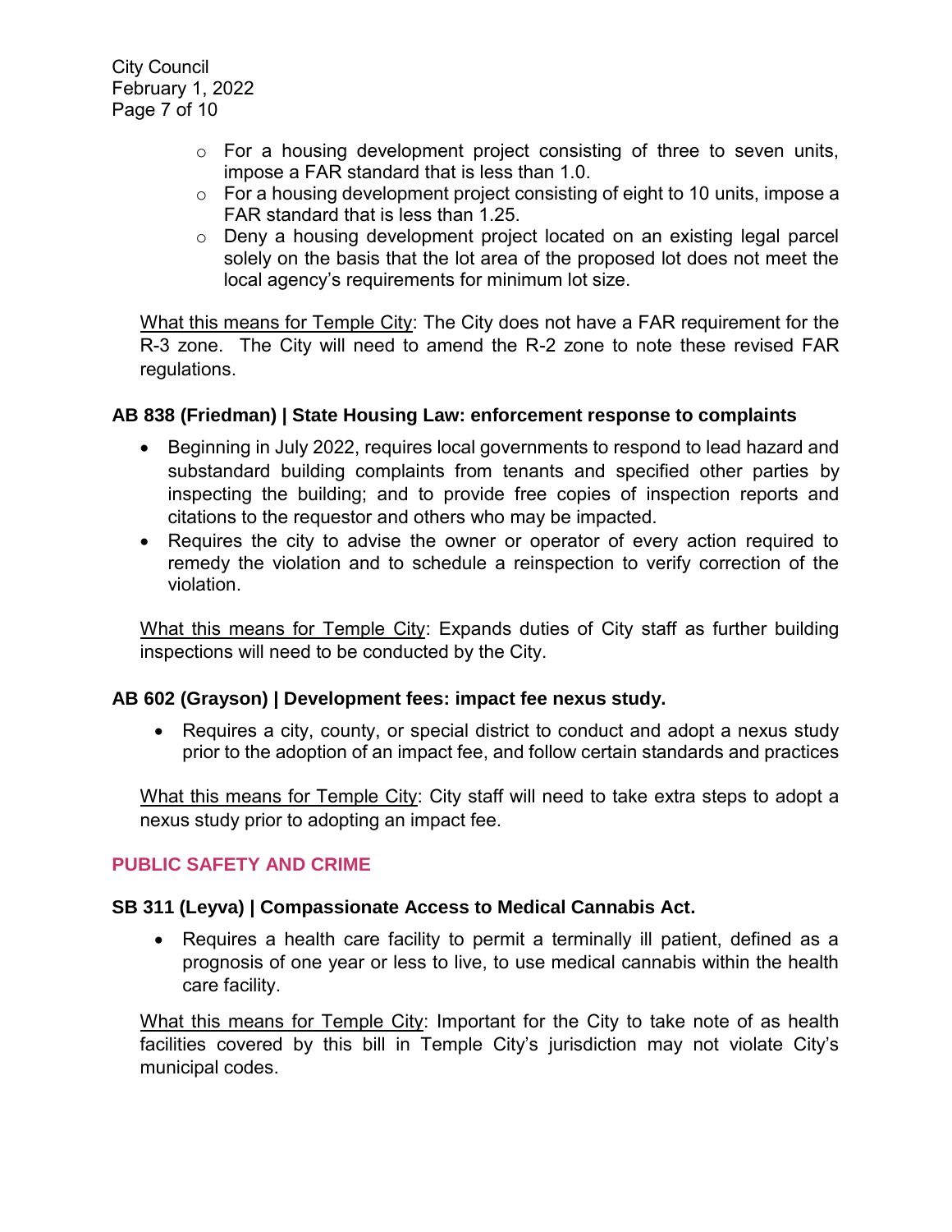- For a housing development project consisting of three to seven units, impose a FAR standard that is less than 1.0.
- For a housing development project consisting of eight to 10 units, impose a FAR standard that is less than 1.25.
- Deny a housing development project located on an existing legal parcel solely on the basis that the lot area of the proposed lot does not meet the local agency's requirements for minimum lot size.

What this means for Temple City: The City does not have a FAR requirement for the R-3 zone. The City will need to amend the R-2 zone to note these revised FAR regulations.

### AB 838 (Friedman) | State Housing Law: enforcement response to complaints

- Beginning in July 2022, requires local governments to respond to lead hazard and substandard building complaints from tenants and specified other parties by inspecting the building; and to provide free copies of inspection reports and citations to the requestor and others who may be impacted.
- Requires the city to advise the owner or operator of every action required to remedy the violation and to schedule a reinspection to verify correction of the violation.

What this means for Temple City: Expands duties of City staff as further building inspections will need to be conducted by the City.

### AB 602 (Grayson) | Development fees: impact fee nexus study.

- Requires a city, county, or special district to conduct and adopt a nexus study prior to the adoption of an impact fee, and follow certain standards and practices

What this means for Temple City: City staff will need to take extra steps to adopt a nexus study prior to adopting an impact fee.

## PUBLIC SAFETY AND CRIME

### SB 311 (Leyva) | Compassionate Access to Medical Cannabis Act.

- Requires a health care facility to permit a terminally ill patient, defined as a prognosis of one year or less to live, to use medical cannabis within the health care facility.

What this means for Temple City: Important for the City to take note of as health facilities covered by this bill in Temple City's jurisdiction may not violate City's municipal codes.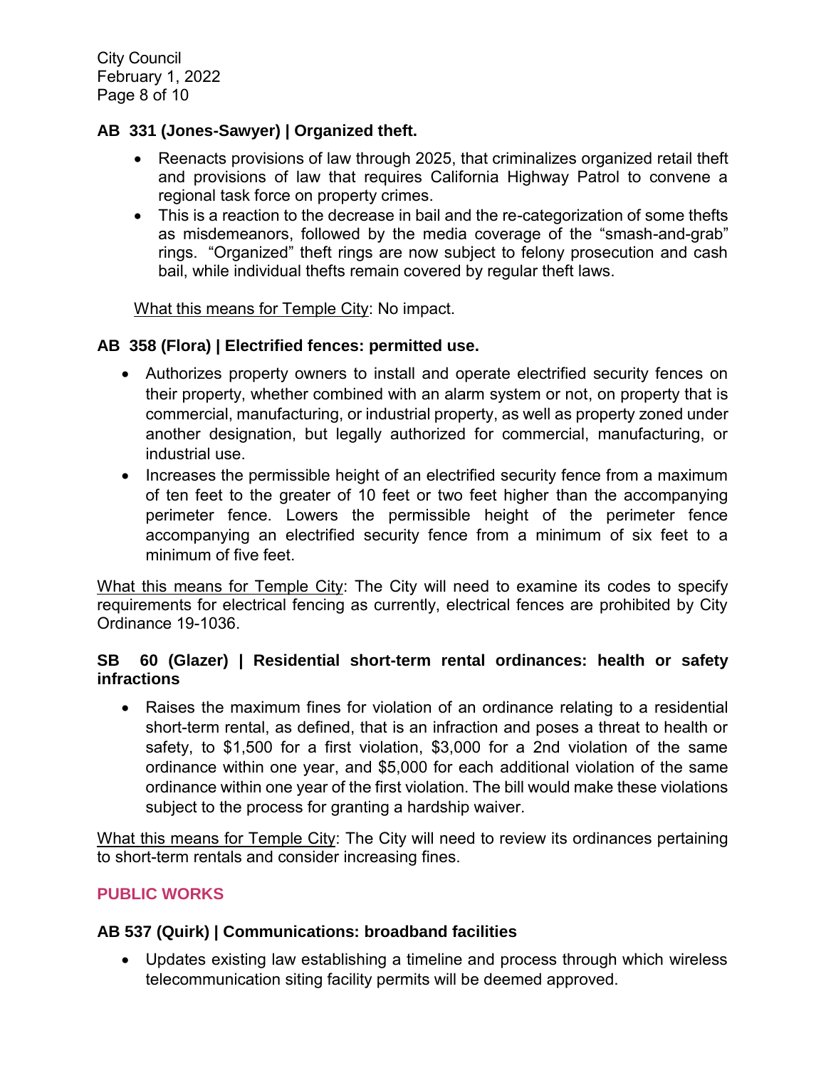**AB 331 (Jones-Sawyer) | Organized theft.**

- Reenacts provisions of law through 2025, that criminalizes organized retail theft and provisions of law that requires California Highway Patrol to convene a regional task force on property crimes.
- This is a reaction to the decrease in bail and the re-categorization of some thefts as misdemeanors, followed by the media coverage of the "smash-and-grab" rings. "Organized" theft rings are now subject to felony prosecution and cash bail, while individual thefts remain covered by regular theft laws.

<u>What this means for Temple City</u>: No impact.

**AB 358 (Flora) | Electrified fences: permitted use.**

- Authorizes property owners to install and operate electrified security fences on their property, whether combined with an alarm system or not, on property that is commercial, manufacturing, or industrial property, as well as property zoned under another designation, but legally authorized for commercial, manufacturing, or industrial use.
- Increases the permissible height of an electrified security fence from a maximum of ten feet to the greater of 10 feet or two feet higher than the accompanying perimeter fence. Lowers the permissible height of the perimeter fence accompanying an electrified security fence from a minimum of six feet to a minimum of five feet.

<u>What this means for Temple City</u>: The City will need to examine its codes to specify requirements for electrical fencing as currently, electrical fences are prohibited by City Ordinance 19-1036.

**SB 60 (Glazer) | Residential short-term rental ordinances: health or safety infractions**

- Raises the maximum fines for violation of an ordinance relating to a residential short-term rental, as defined, that is an infraction and poses a threat to health or safety, to $1,500 for a first violation, $3,000 for a 2nd violation of the same ordinance within one year, and $5,000 for each additional violation of the same ordinance within one year of the first violation. The bill would make these violations subject to the process for granting a hardship waiver.

<u>What this means for Temple City</u>: The City will need to review its ordinances pertaining to short-term rentals and consider increasing fines.

## PUBLIC WORKS

**AB 537 (Quirk) | Communications: broadband facilities**

- Updates existing law establishing a timeline and process through which wireless telecommunication siting facility permits will be deemed approved.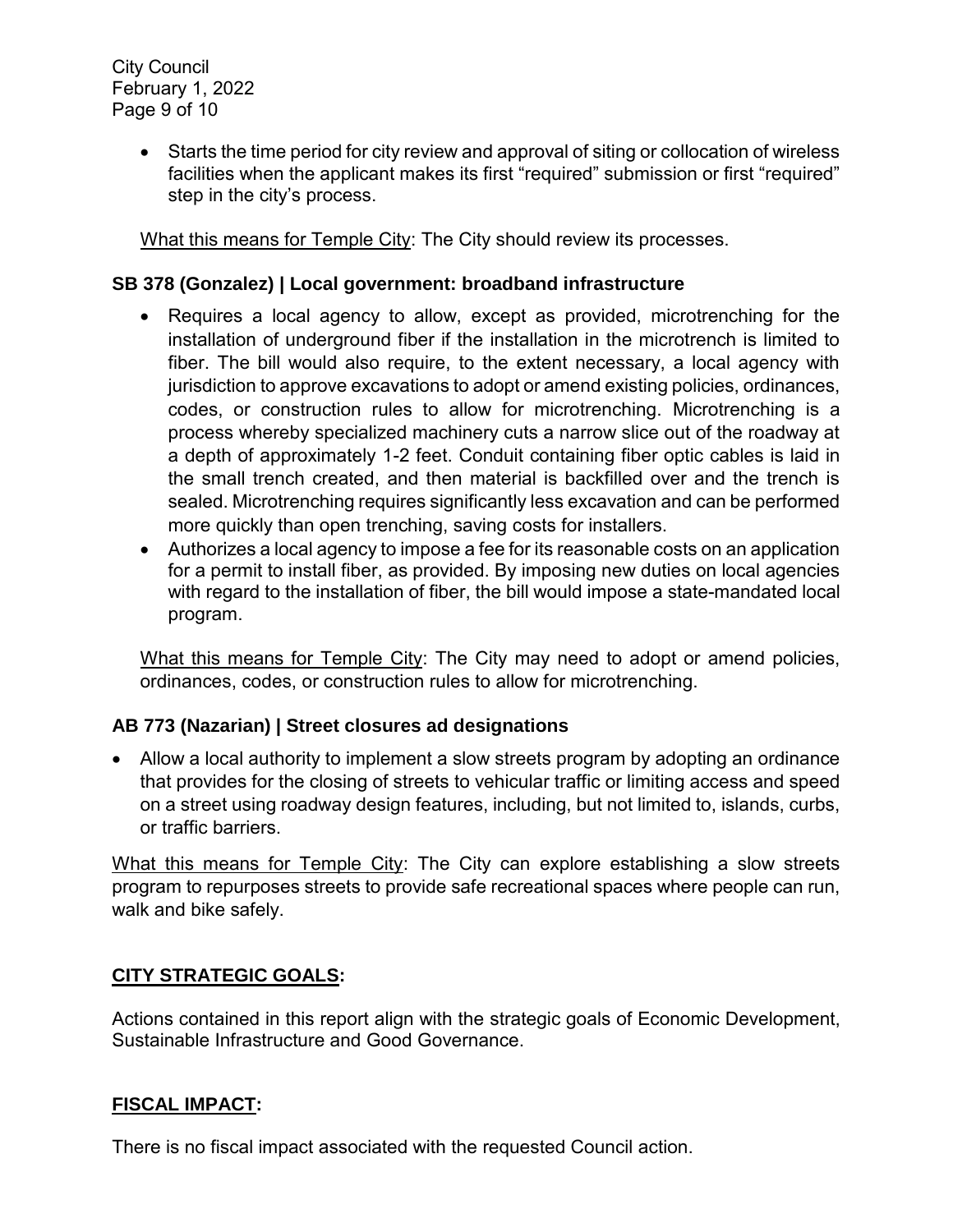- Starts the time period for city review and approval of siting or collocation of wireless facilities when the applicant makes its first "required" submission or first "required" step in the city's process.

<u>What this means for Temple City</u>: The City should review its processes.

### SB 378 (Gonzalez) | Local government: broadband infrastructure

- Requires a local agency to allow, except as provided, microtrenching for the installation of underground fiber if the installation in the microtrench is limited to fiber. The bill would also require, to the extent necessary, a local agency with jurisdiction to approve excavations to adopt or amend existing policies, ordinances, codes, or construction rules to allow for microtrenching. Microtrenching is a process whereby specialized machinery cuts a narrow slice out of the roadway at a depth of approximately 1-2 feet. Conduit containing fiber optic cables is laid in the small trench created, and then material is backfilled over and the trench is sealed. Microtrenching requires significantly less excavation and can be performed more quickly than open trenching, saving costs for installers.
- Authorizes a local agency to impose a fee for its reasonable costs on an application for a permit to install fiber, as provided. By imposing new duties on local agencies with regard to the installation of fiber, the bill would impose a state-mandated local program.

<u>What this means for Temple City</u>: The City may need to adopt or amend policies, ordinances, codes, or construction rules to allow for microtrenching.

### AB 773 (Nazarian) | Street closures ad designations

- Allow a local authority to implement a slow streets program by adopting an ordinance that provides for the closing of streets to vehicular traffic or limiting access and speed on a street using roadway design features, including, but not limited to, islands, curbs, or traffic barriers.

<u>What this means for Temple City</u>: The City can explore establishing a slow streets program to repurposes streets to provide safe recreational spaces where people can run, walk and bike safely.

## <u>CITY STRATEGIC GOALS</u>:

Actions contained in this report align with the strategic goals of Economic Development, Sustainable Infrastructure and Good Governance.

## <u>FISCAL IMPACT</u>:

There is no fiscal impact associated with the requested Council action.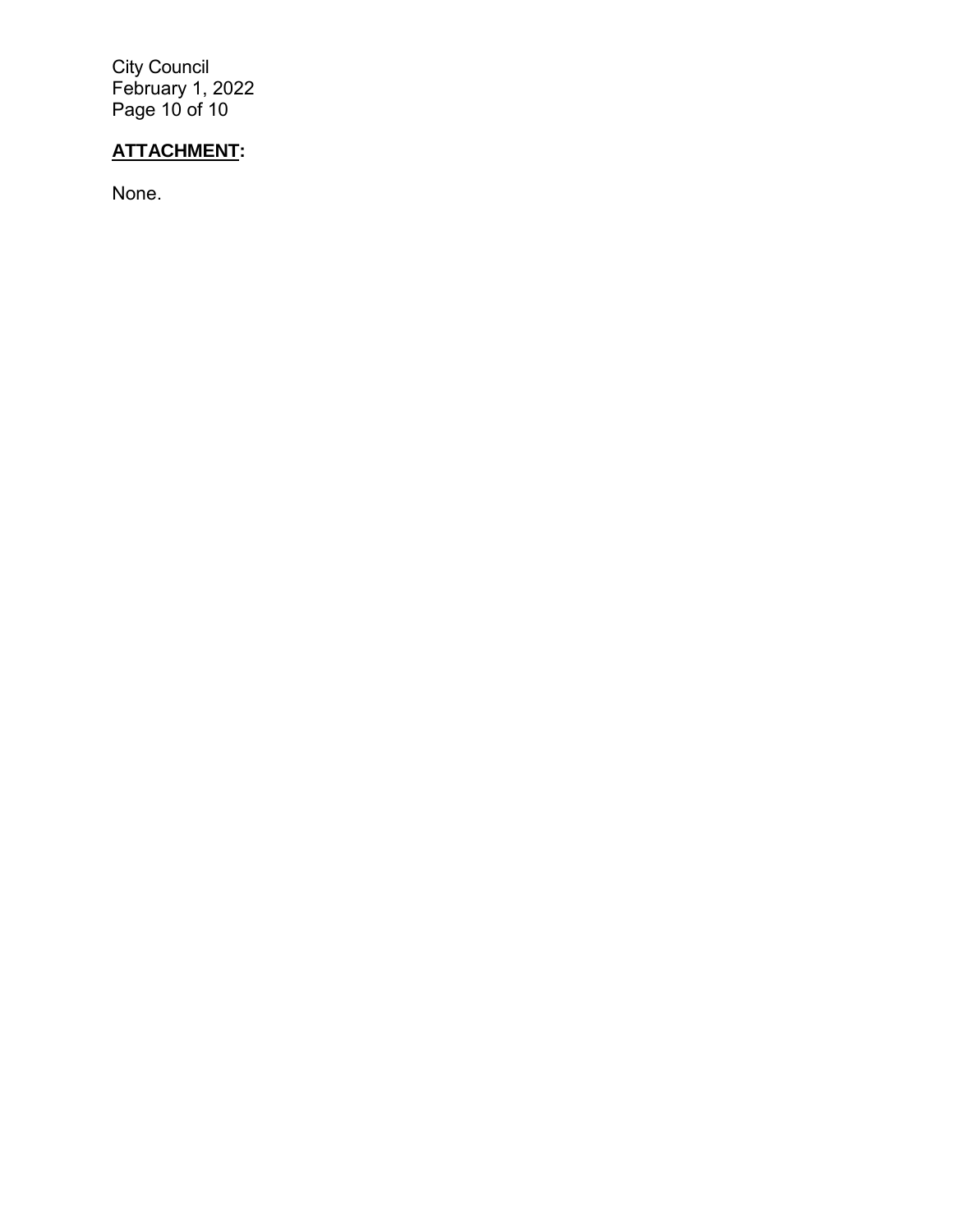**ATTACHMENT:**

None.